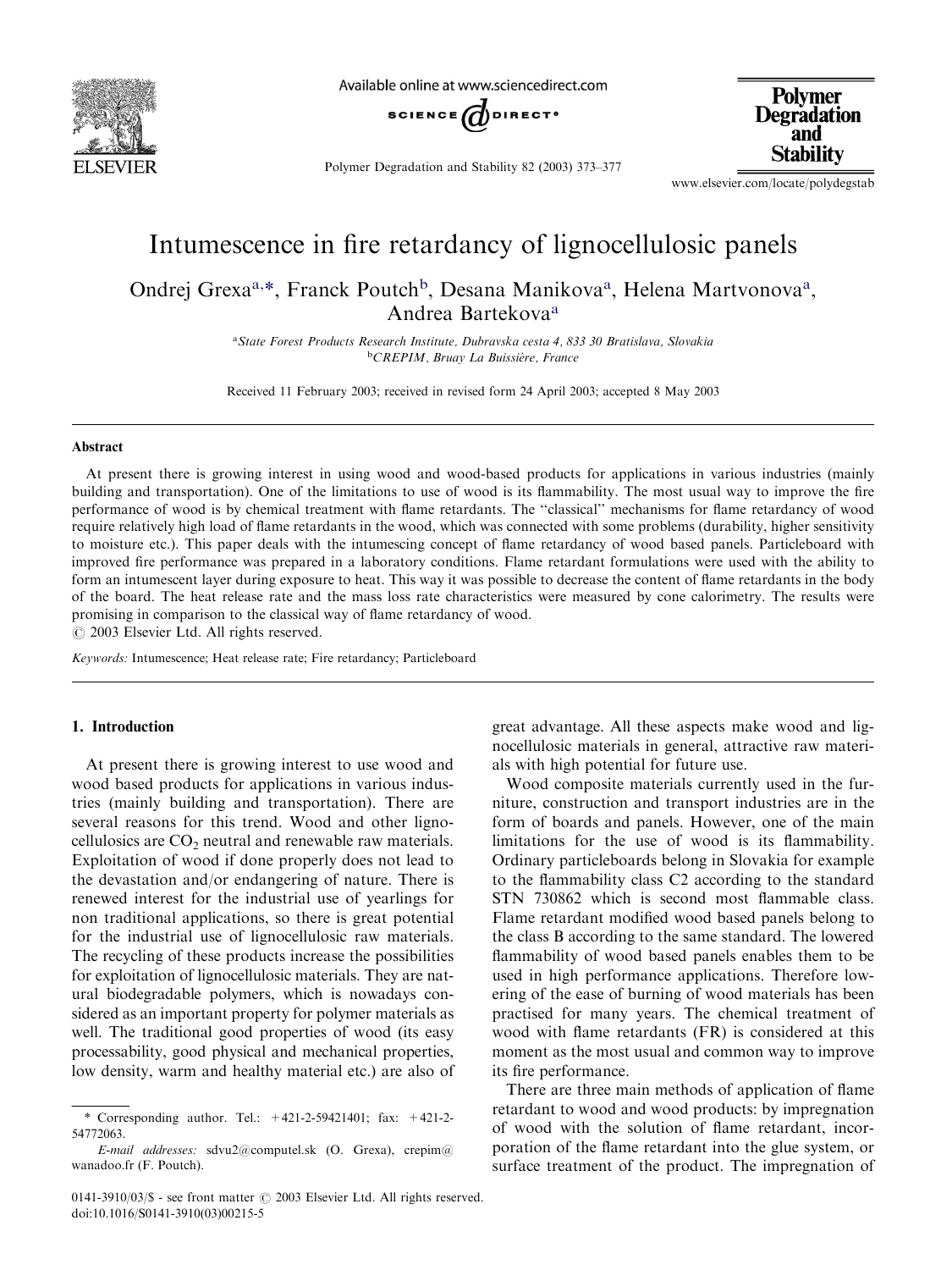# Intumescence in fire retardancy of lignocellulosic panels

Ondrej Grexa[a,*], Franck Poutch[b], Desana Manikova[a], Helena Martvonova[a], Andrea Bartekova[a]

[a] *State Forest Products Research Institute, Dubravska cesta 4, 833 30 Bratislava, Slovakia*
[b] *CREPIM, Bruay La Buissière, France*

Received 11 February 2003; received in revised form 24 April 2003; accepted 8 May 2003

## Abstract

At present there is growing interest in using wood and wood-based products for applications in various industries (mainly building and transportation). One of the limitations to use of wood is its flammability. The most usual way to improve the fire performance of wood is by chemical treatment with flame retardants. The "classical" mechanisms for flame retardancy of wood require relatively high load of flame retardants in the wood, which was connected with some problems (durability, higher sensitivity to moisture etc.). This paper deals with the intumescing concept of flame retardancy of wood based panels. Particleboard with improved fire performance was prepared in a laboratory conditions. Flame retardant formulations were used with the ability to form an intumescent layer during exposure to heat. This way it was possible to decrease the content of flame retardants in the body of the board. The heat release rate and the mass loss rate characteristics were measured by cone calorimetry. The results were promising in comparison to the classical way of flame retardancy of wood.

© 2003 Elsevier Ltd. All rights reserved.

*Keywords:* Intumescence; Heat release rate; Fire retardancy; Particleboard

## 1. Introduction

At present there is growing interest to use wood and wood based products for applications in various industries (mainly building and transportation). There are several reasons for this trend. Wood and other lignocellulosics are $CO_2$ neutral and renewable raw materials. Exploitation of wood if done properly does not lead to the devastation and/or endangering of nature. There is renewed interest for the industrial use of yearlings for non traditional applications, so there is great potential for the industrial use of lignocellulosic raw materials. The recycling of these products increase the possibilities for exploitation of lignocellulosic materials. They are natural biodegradable polymers, which is nowadays considered as an important property for polymer materials as well. The traditional good properties of wood (its easy processability, good physical and mechanical properties, low density, warm and healthy material etc.) are also of great advantage. All these aspects make wood and lignocellulosic materials in general, attractive raw materials with high potential for future use.

Wood composite materials currently used in the furniture, construction and transport industries are in the form of boards and panels. However, one of the main limitations for the use of wood is its flammability. Ordinary particleboards belong in Slovakia for example to the flammability class C2 according to the standard STN 730862 which is second most flammable class. Flame retardant modified wood based panels belong to the class B according to the same standard. The lowered flammability of wood based panels enables them to be used in high performance applications. Therefore lowering of the ease of burning of wood materials has been practised for many years. The chemical treatment of wood with flame retardants (FR) is considered at this moment as the most usual and common way to improve its fire performance.

There are three main methods of application of flame retardant to wood and wood products: by impregnation of wood with the solution of flame retardant, incorporation of the flame retardant into the glue system, or surface treatment of the product. The impregnation of

\* Corresponding author. Tel.: +421-2-59421401; fax: +421-2-54772063.

*E-mail addresses:* sdvu2@computel.sk (O. Grexa), crepim@wanadoo.fr (F. Poutch).

0141-3910/03/$ - see front matter © 2003 Elsevier Ltd. All rights reserved.
doi:10.1016/S0141-3910(03)00215-5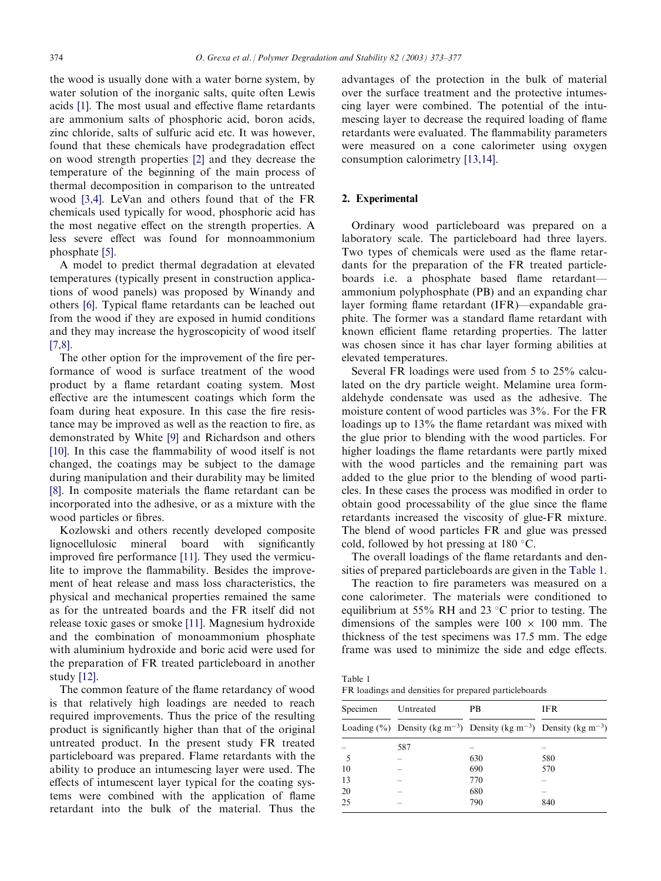the wood is usually done with a water borne system, by water solution of the inorganic salts, quite often Lewis acids [1]. The most usual and effective flame retardants are ammonium salts of phosphoric acid, boron acids, zinc chloride, salts of sulfuric acid etc. It was however, found that these chemicals have prodegradation effect on wood strength properties [2] and they decrease the temperature of the beginning of the main process of thermal decomposition in comparison to the untreated wood [3,4]. LeVan and others found that of the FR chemicals used typically for wood, phosphoric acid has the most negative effect on the strength properties. A less severe effect was found for monnoammonium phosphate [5].

A model to predict thermal degradation at elevated temperatures (typically present in construction applications of wood panels) was proposed by Winandy and others [6]. Typical flame retardants can be leached out from the wood if they are exposed in humid conditions and they may increase the hygroscopicity of wood itself [7,8].

The other option for the improvement of the fire performance of wood is surface treatment of the wood product by a flame retardant coating system. Most effective are the intumescent coatings which form the foam during heat exposure. In this case the fire resistance may be improved as well as the reaction to fire, as demonstrated by White [9] and Richardson and others [10]. In this case the flammability of wood itself is not changed, the coatings may be subject to the damage during manipulation and their durability may be limited [8]. In composite materials the flame retardant can be incorporated into the adhesive, or as a mixture with the wood particles or fibres.

Kozlowski and others recently developed composite lignocellulosic mineral board with significantly improved fire performance [11]. They used the vermiculite to improve the flammability. Besides the improvement of heat release and mass loss characteristics, the physical and mechanical properties remained the same as for the untreated boards and the FR itself did not release toxic gases or smoke [11]. Magnesium hydroxide and the combination of monoammonium phosphate with aluminium hydroxide and boric acid were used for the preparation of FR treated particleboard in another study [12].

The common feature of the flame retardancy of wood is that relatively high loadings are needed to reach required improvements. Thus the price of the resulting product is significantly higher than that of the original untreated product. In the present study FR treated particleboard was prepared. Flame retardants with the ability to produce an intumescing layer were used. The effects of intumescent layer typical for the coating systems were combined with the application of flame retardant into the bulk of the material. Thus the advantages of the protection in the bulk of material over the surface treatment and the protective intumescing layer were combined. The potential of the intumescing layer to decrease the required loading of flame retardants were evaluated. The flammability parameters were measured on a cone calorimeter using oxygen consumption calorimetry [13,14].

## 2. Experimental

Ordinary wood particleboard was prepared on a laboratory scale. The particleboard had three layers. Two types of chemicals were used as the flame retardants for the preparation of the FR treated particleboards i.e. a phosphate based flame retardant—ammonium polyphosphate (PB) and an expanding char layer forming flame retardant (IFR)—expandable graphite. The former was a standard flame retardant with known efficient flame retarding properties. The latter was chosen since it has char layer forming abilities at elevated temperatures.

Several FR loadings were used from 5 to 25% calculated on the dry particle weight. Melamine urea formaldehyde condensate was used as the adhesive. The moisture content of wood particles was 3%. For the FR loadings up to 13% the flame retardant was mixed with the glue prior to blending with the wood particles. For higher loadings the flame retardants were partly mixed with the wood particles and the remaining part was added to the glue prior to the blending of wood particles. In these cases the process was modified in order to obtain good processability of the glue since the flame retardants increased the viscosity of glue-FR mixture. The blend of wood particles FR and glue was pressed cold, followed by hot pressing at 180 °C.

The overall loadings of the flame retardants and densities of prepared particleboards are given in the Table 1.

The reaction to fire parameters was measured on a cone calorimeter. The materials were conditioned to equilibrium at 55% RH and 23 °C prior to testing. The dimensions of the samples were 100 × 100 mm. The thickness of the test specimens was 17.5 mm. The edge frame was used to minimize the side and edge effects.

Table 1
FR loadings and densities for prepared particleboards

| Specimen | Untreated | PB | IFR |
|---|---|---|---|
| Loading (%) | Density (kg $m^{-3}$) | Density (kg $m^{-3}$) | Density (kg $m^{-3}$) |
| – | 587 | – | – |
| 5 | – | 630 | 580 |
| 10 | – | 690 | 570 |
| 13 | – | 770 | – |
| 20 | – | 680 | – |
| 25 | – | 790 | 840 |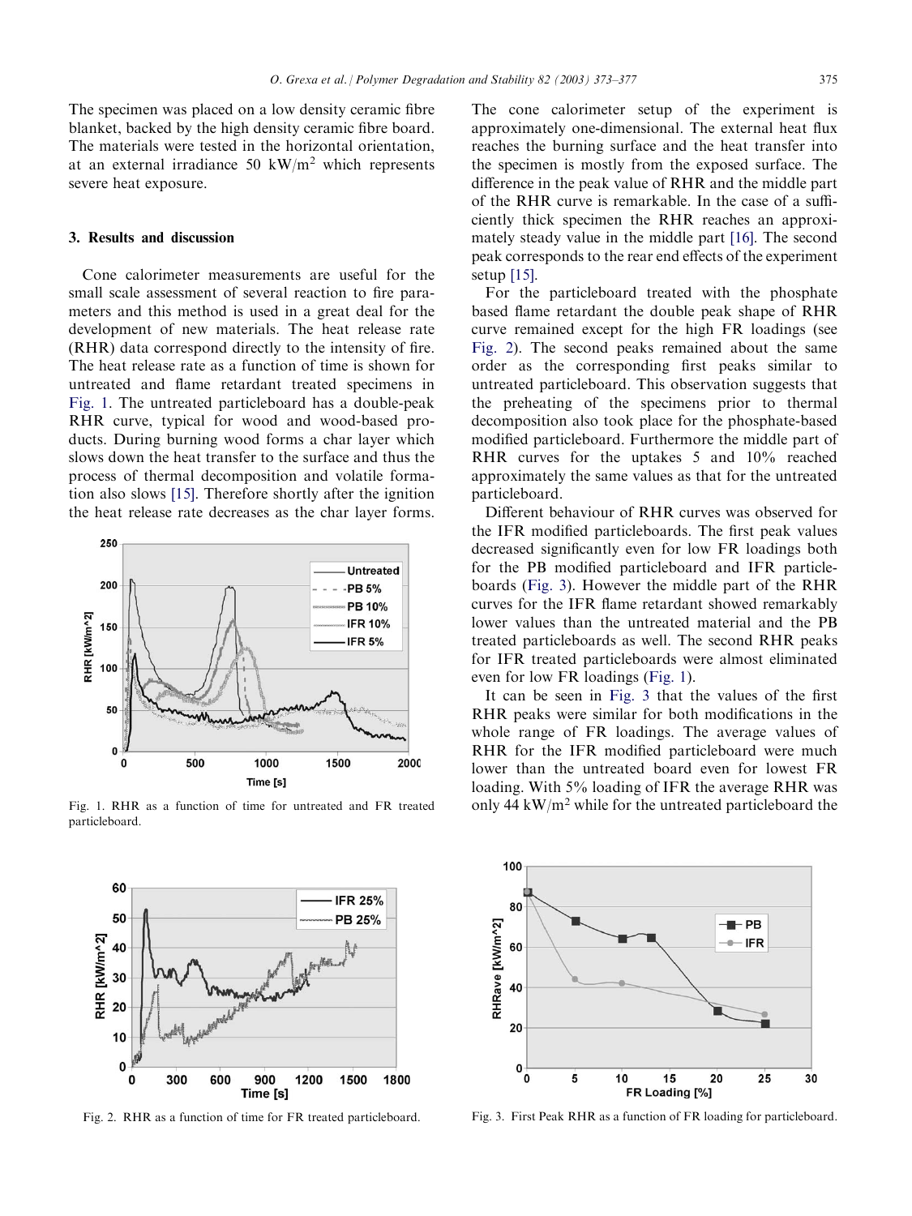The specimen was placed on a low density ceramic fibre blanket, backed by the high density ceramic fibre board. The materials were tested in the horizontal orientation, at an external irradiance 50 $kW/m^2$ which represents severe heat exposure.

## 3. Results and discussion

Cone calorimeter measurements are useful for the small scale assessment of several reaction to fire parameters and this method is used in a great deal for the development of new materials. The heat release rate (RHR) data correspond directly to the intensity of fire. The heat release rate as a function of time is shown for untreated and flame retardant treated specimens in Fig. 1. The untreated particleboard has a double-peak RHR curve, typical for wood and wood-based products. During burning wood forms a char layer which slows down the heat transfer to the surface and thus the process of thermal decomposition and volatile formation also slows [15]. Therefore shortly after the ignition the heat release rate decreases as the char layer forms.

Fig. 1. RHR as a function of time for untreated and FR treated particleboard.

The cone calorimeter setup of the experiment is approximately one-dimensional. The external heat flux reaches the burning surface and the heat transfer into the specimen is mostly from the exposed surface. The difference in the peak value of RHR and the middle part of the RHR curve is remarkable. In the case of a sufficiently thick specimen the RHR reaches an approximately steady value in the middle part [16]. The second peak corresponds to the rear end effects of the experiment setup [15].

For the particleboard treated with the phosphate based flame retardant the double peak shape of RHR curve remained except for the high FR loadings (see Fig. 2). The second peaks remained about the same order as the corresponding first peaks similar to untreated particleboard. This observation suggests that the preheating of the specimens prior to thermal decomposition also took place for the phosphate-based modified particleboard. Furthermore the middle part of RHR curves for the uptakes 5 and 10% reached approximately the same values as that for the untreated particleboard.

Different behaviour of RHR curves was observed for the IFR modified particleboards. The first peak values decreased significantly even for low FR loadings both for the PB modified particleboard and IFR particleboards (Fig. 3). However the middle part of the RHR curves for the IFR flame retardant showed remarkably lower values than the untreated material and the PB treated particleboards as well. The second RHR peaks for IFR treated particleboards were almost eliminated even for low FR loadings (Fig. 1).

It can be seen in Fig. 3 that the values of the first RHR peaks were similar for both modifications in the whole range of FR loadings. The average values of RHR for the IFR modified particleboard were much lower than the untreated board even for lowest FR loading. With 5% loading of IFR the average RHR was only 44 $kW/m^2$ while for the untreated particleboard the

Fig. 2. RHR as a function of time for FR treated particleboard.

Fig. 3. First Peak RHR as a function of FR loading for particleboard.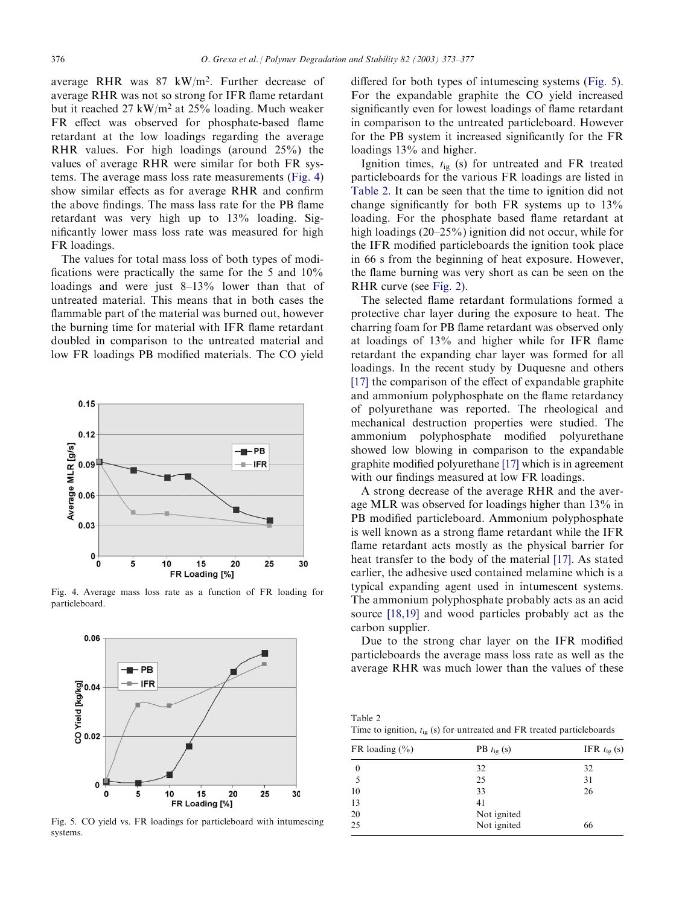average RHR was 87 kW/m$^2$. Further decrease of average RHR was not so strong for IFR flame retardant but it reached 27 kW/m$^2$ at 25% loading. Much weaker FR effect was observed for phosphate-based flame retardant at the low loadings regarding the average RHR values. For high loadings (around 25%) the values of average RHR were similar for both FR systems. The average mass loss rate measurements (Fig. 4) show similar effects as for average RHR and confirm the above findings. The mass lass rate for the PB flame retardant was very high up to 13% loading. Significantly lower mass loss rate was measured for high FR loadings.

The values for total mass loss of both types of modifications were practically the same for the 5 and 10% loadings and were just 8–13% lower than that of untreated material. This means that in both cases the flammable part of the material was burned out, however the burning time for material with IFR flame retardant doubled in comparison to the untreated material and low FR loadings PB modified materials. The CO yield differed for both types of intumescing systems (Fig. 5). For the expandable graphite the CO yield increased significantly even for lowest loadings of flame retardant in comparison to the untreated particleboard. However for the PB system it increased significantly for the FR loadings 13% and higher.

Fig. 4. Average mass loss rate as a function of FR loading for particleboard.

Fig. 5. CO yield vs. FR loadings for particleboard with intumescing systems.

Ignition times, $t_{ig}$ (s) for untreated and FR treated particleboards for the various FR loadings are listed in Table 2. It can be seen that the time to ignition did not change significantly for both FR systems up to 13% loading. For the phosphate based flame retardant at high loadings (20–25%) ignition did not occur, while for the IFR modified particleboards the ignition took place in 66 s from the beginning of heat exposure. However, the flame burning was very short as can be seen on the RHR curve (see Fig. 2).

The selected flame retardant formulations formed a protective char layer during the exposure to heat. The charring foam for PB flame retardant was observed only at loadings of 13% and higher while for IFR flame retardant the expanding char layer was formed for all loadings. In the recent study by Duquesne and others [17] the comparison of the effect of expandable graphite and ammonium polyphosphate on the flame retardancy of polyurethane was reported. The rheological and mechanical destruction properties were studied. The ammonium polyphosphate modified polyurethane showed low blowing in comparison to the expandable graphite modified polyurethane [17] which is in agreement with our findings measured at low FR loadings.

A strong decrease of the average RHR and the average MLR was observed for loadings higher than 13% in PB modified particleboard. Ammonium polyphosphate is well known as a strong flame retardant while the IFR flame retardant acts mostly as the physical barrier for heat transfer to the body of the material [17]. As stated earlier, the adhesive used contained melamine which is a typical expanding agent used in intumescent systems. The ammonium polyphosphate probably acts as an acid source [18,19] and wood particles probably act as the carbon supplier.

Due to the strong char layer on the IFR modified particleboards the average mass loss rate as well as the average RHR was much lower than the values of these

Table 2
Time to ignition, $t_{ig}$ (s) for untreated and FR treated particleboards

| FR loading (%) | PB $t_{ig}$ (s) | IFR $t_{ig}$ (s) |
|---|---|---|
| 0 | 32 | 32 |
| 5 | 25 | 31 |
| 10 | 33 | 26 |
| 13 | 41 | |
| 20 | Not ignited | |
| 25 | Not ignited | 66 |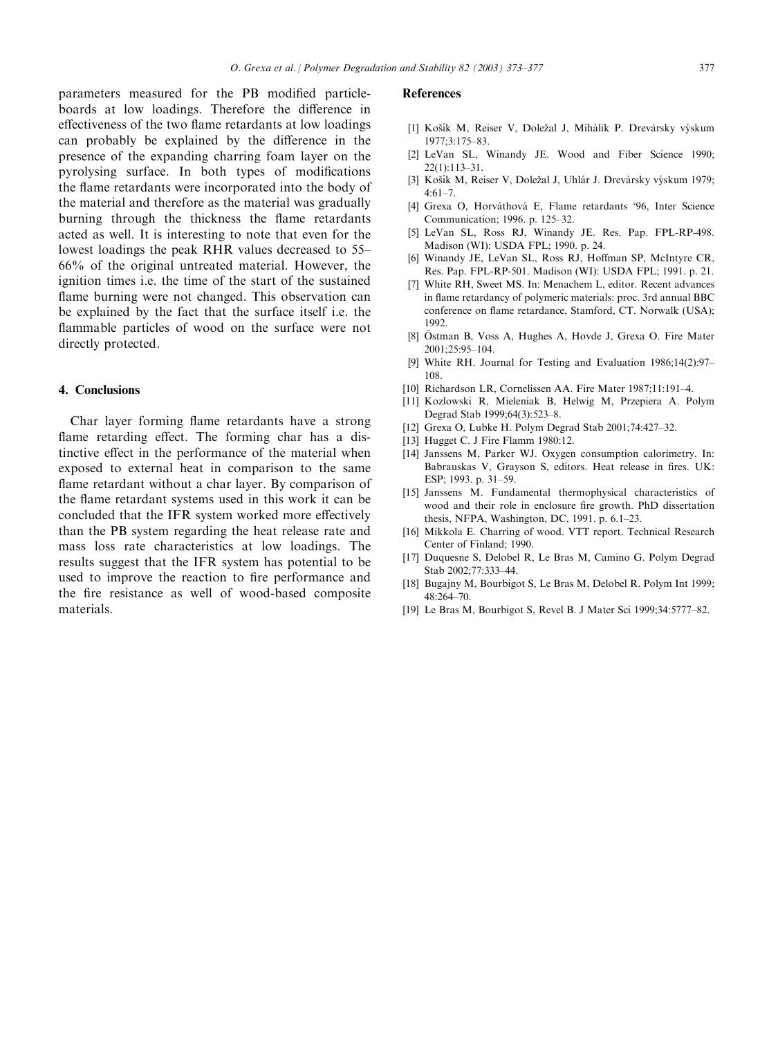parameters measured for the PB modified particleboards at low loadings. Therefore the difference in effectiveness of the two flame retardants at low loadings can probably be explained by the difference in the presence of the expanding charring foam layer on the pyrolysing surface. In both types of modifications the flame retardants were incorporated into the body of the material and therefore as the material was gradually burning through the thickness the flame retardants acted as well. It is interesting to note that even for the lowest loadings the peak RHR values decreased to 55–66% of the original untreated material. However, the ignition times i.e. the time of the start of the sustained flame burning were not changed. This observation can be explained by the fact that the surface itself i.e. the flammable particles of wood on the surface were not directly protected.

## 4. Conclusions

Char layer forming flame retardants have a strong flame retarding effect. The forming char has a distinctive effect in the performance of the material when exposed to external heat in comparison to the same flame retardant without a char layer. By comparison of the flame retardant systems used in this work it can be concluded that the IFR system worked more effectively than the PB system regarding the heat release rate and mass loss rate characteristics at low loadings. The results suggest that the IFR system has potential to be used to improve the reaction to fire performance and the fire resistance as well of wood-based composite materials.

## References

[1] Košík M, Reiser V, Doležal J, Mihálik P. Drevársky výskum 1977;3:175–83.

[2] LeVan SL, Winandy JE. Wood and Fiber Science 1990; 22(1):113–31.

[3] Košík M, Reiser V, Doležal J, Uhlár J. Drevársky výskum 1979; 4:61–7.

[4] Grexa O, Horváthová E, Flame retardants ‘96, Inter Science Communication; 1996. p. 125–32.

[5] LeVan SL, Ross RJ, Winandy JE. Res. Pap. FPL-RP-498. Madison (WI): USDA FPL; 1990. p. 24.

[6] Winandy JE, LeVan SL, Ross RJ, Hoffman SP, McIntyre CR, Res. Pap. FPL-RP-501. Madison (WI): USDA FPL; 1991. p. 21.

[7] White RH, Sweet MS. In: Menachem L, editor. Recent advances in flame retardancy of polymeric materials: proc. 3rd annual BBC conference on flame retardance, Stamford, CT. Norwalk (USA); 1992.

[8] Östman B, Voss A, Hughes A, Hovde J, Grexa O. Fire Mater 2001;25:95–104.

[9] White RH. Journal for Testing and Evaluation 1986;14(2):97–108.

[10] Richardson LR, Cornelissen AA. Fire Mater 1987;11:191–4.

[11] Kozlowski R, Mieleniak B, Helwig M, Przepiera A. Polym Degrad Stab 1999;64(3):523–8.

[12] Grexa O, Lubke H. Polym Degrad Stab 2001;74:427–32.

[13] Hugget C. J Fire Flamm 1980:12.

[14] Janssens M, Parker WJ. Oxygen consumption calorimetry. In: Babrauskas V, Grayson S, editors. Heat release in fires. UK: ESP; 1993. p. 31–59.

[15] Janssens M. Fundamental thermophysical characteristics of wood and their role in enclosure fire growth. PhD dissertation thesis, NFPA, Washington, DC, 1991. p. 6.1–23.

[16] Mikkola E. Charring of wood. VTT report. Technical Research Center of Finland; 1990.

[17] Duquesne S, Delobel R, Le Bras M, Camino G. Polym Degrad Stab 2002;77:333–44.

[18] Bugajny M, Bourbigot S, Le Bras M, Delobel R. Polym Int 1999; 48:264–70.

[19] Le Bras M, Bourbigot S, Revel B. J Mater Sci 1999;34:5777–82.